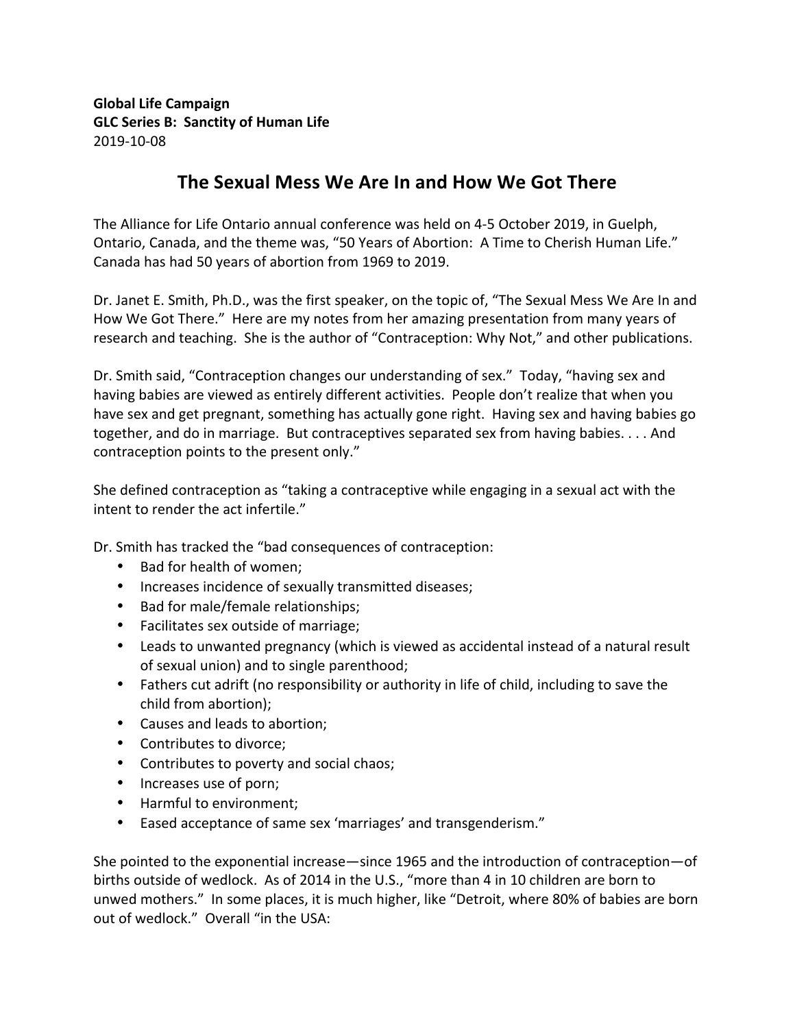**Global Life Campaign**  
**GLC Series B: Sanctity of Human Life**  
2019-10-08

# The Sexual Mess We Are In and How We Got There

The Alliance for Life Ontario annual conference was held on 4-5 October 2019, in Guelph, Ontario, Canada, and the theme was, "50 Years of Abortion: A Time to Cherish Human Life." Canada has had 50 years of abortion from 1969 to 2019.

Dr. Janet E. Smith, Ph.D., was the first speaker, on the topic of, "The Sexual Mess We Are In and How We Got There." Here are my notes from her amazing presentation from many years of research and teaching. She is the author of "Contraception: Why Not," and other publications.

Dr. Smith said, "Contraception changes our understanding of sex." Today, "having sex and having babies are viewed as entirely different activities. People don't realize that when you have sex and get pregnant, something has actually gone right. Having sex and having babies go together, and do in marriage. But contraceptives separated sex from having babies. . . . And contraception points to the present only."

She defined contraception as "taking a contraceptive while engaging in a sexual act with the intent to render the act infertile."

Dr. Smith has tracked the "bad consequences of contraception:

- Bad for health of women;
- Increases incidence of sexually transmitted diseases;
- Bad for male/female relationships;
- Facilitates sex outside of marriage;
- Leads to unwanted pregnancy (which is viewed as accidental instead of a natural result of sexual union) and to single parenthood;
- Fathers cut adrift (no responsibility or authority in life of child, including to save the child from abortion);
- Causes and leads to abortion;
- Contributes to divorce;
- Contributes to poverty and social chaos;
- Increases use of porn;
- Harmful to environment;
- Eased acceptance of same sex 'marriages' and transgenderism."

She pointed to the exponential increase—since 1965 and the introduction of contraception—of births outside of wedlock. As of 2014 in the U.S., "more than 4 in 10 children are born to unwed mothers." In some places, it is much higher, like "Detroit, where 80% of babies are born out of wedlock." Overall "in the USA: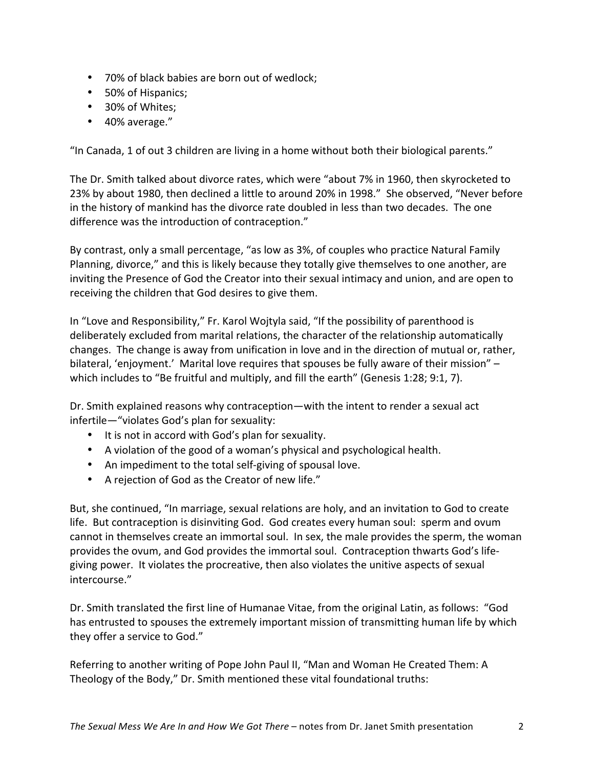- 70% of black babies are born out of wedlock;
- 50% of Hispanics;
- 30% of Whites;
- 40% average."

"In Canada, 1 of out 3 children are living in a home without both their biological parents."

The Dr. Smith talked about divorce rates, which were "about 7% in 1960, then skyrocketed to 23% by about 1980, then declined a little to around 20% in 1998." She observed, "Never before in the history of mankind has the divorce rate doubled in less than two decades. The one difference was the introduction of contraception."

By contrast, only a small percentage, "as low as 3%, of couples who practice Natural Family Planning, divorce," and this is likely because they totally give themselves to one another, are inviting the Presence of God the Creator into their sexual intimacy and union, and are open to receiving the children that God desires to give them.

In "Love and Responsibility," Fr. Karol Wojtyla said, "If the possibility of parenthood is deliberately excluded from marital relations, the character of the relationship automatically changes. The change is away from unification in love and in the direction of mutual or, rather, bilateral, 'enjoyment.' Marital love requires that spouses be fully aware of their mission" – which includes to "Be fruitful and multiply, and fill the earth" (Genesis 1:28; 9:1, 7).

Dr. Smith explained reasons why contraception—with the intent to render a sexual act infertile—"violates God's plan for sexuality:

- It is not in accord with God's plan for sexuality.
- A violation of the good of a woman's physical and psychological health.
- An impediment to the total self-giving of spousal love.
- A rejection of God as the Creator of new life."

But, she continued, "In marriage, sexual relations are holy, and an invitation to God to create life. But contraception is disinviting God. God creates every human soul: sperm and ovum cannot in themselves create an immortal soul. In sex, the male provides the sperm, the woman provides the ovum, and God provides the immortal soul. Contraception thwarts God's life-giving power. It violates the procreative, then also violates the unitive aspects of sexual intercourse."

Dr. Smith translated the first line of Humanae Vitae, from the original Latin, as follows: "God has entrusted to spouses the extremely important mission of transmitting human life by which they offer a service to God."

Referring to another writing of Pope John Paul II, "Man and Woman He Created Them: A Theology of the Body," Dr. Smith mentioned these vital foundational truths: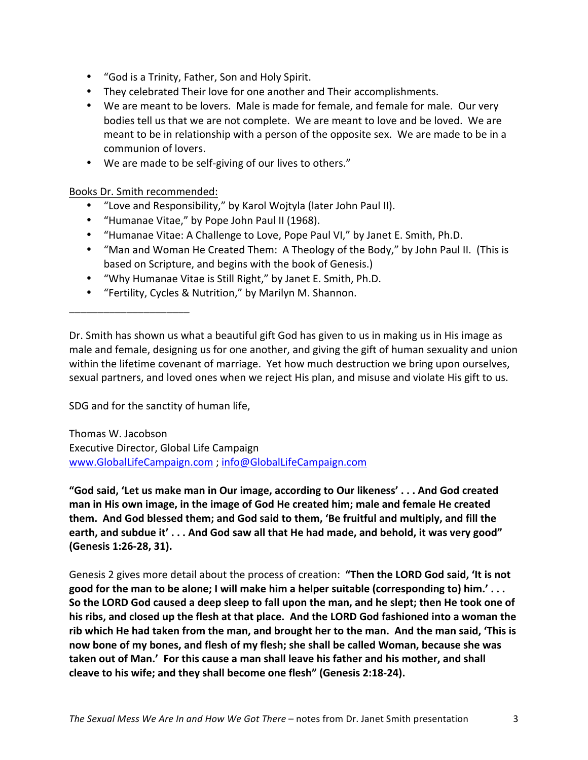- "God is a Trinity, Father, Son and Holy Spirit.
- They celebrated Their love for one another and Their accomplishments.
- We are meant to be lovers. Male is made for female, and female for male. Our very bodies tell us that we are not complete. We are meant to love and be loved. We are meant to be in relationship with a person of the opposite sex. We are made to be in a communion of lovers.
- We are made to be self-giving of our lives to others."

<u>Books Dr. Smith recommended:</u>

- "Love and Responsibility," by Karol Wojtyla (later John Paul II).
- "Humanae Vitae," by Pope John Paul II (1968).
- "Humanae Vitae: A Challenge to Love, Pope Paul VI," by Janet E. Smith, Ph.D.
- "Man and Woman He Created Them: A Theology of the Body," by John Paul II. (This is based on Scripture, and begins with the book of Genesis.)
- "Why Humanae Vitae is Still Right," by Janet E. Smith, Ph.D.
- "Fertility, Cycles & Nutrition," by Marilyn M. Shannon.

---

Dr. Smith has shown us what a beautiful gift God has given to us in making us in His image as male and female, designing us for one another, and giving the gift of human sexuality and union within the lifetime covenant of marriage. Yet how much destruction we bring upon ourselves, sexual partners, and loved ones when we reject His plan, and misuse and violate His gift to us.

SDG and for the sanctity of human life,

Thomas W. Jacobson
Executive Director, Global Life Campaign
www.GlobalLifeCampaign.com ; info@GlobalLifeCampaign.com

**"God said, 'Let us make man in Our image, according to Our likeness' . . . And God created man in His own image, in the image of God He created him; male and female He created them. And God blessed them; and God said to them, 'Be fruitful and multiply, and fill the earth, and subdue it' . . . And God saw all that He had made, and behold, it was very good" (Genesis 1:26-28, 31).**

Genesis 2 gives more detail about the process of creation: **"Then the LORD God said, 'It is not good for the man to be alone; I will make him a helper suitable (corresponding to) him.' . . . So the LORD God caused a deep sleep to fall upon the man, and he slept; then He took one of his ribs, and closed up the flesh at that place. And the LORD God fashioned into a woman the rib which He had taken from the man, and brought her to the man. And the man said, 'This is now bone of my bones, and flesh of my flesh; she shall be called Woman, because she was taken out of Man.' For this cause a man shall leave his father and his mother, and shall cleave to his wife; and they shall become one flesh" (Genesis 2:18-24).**